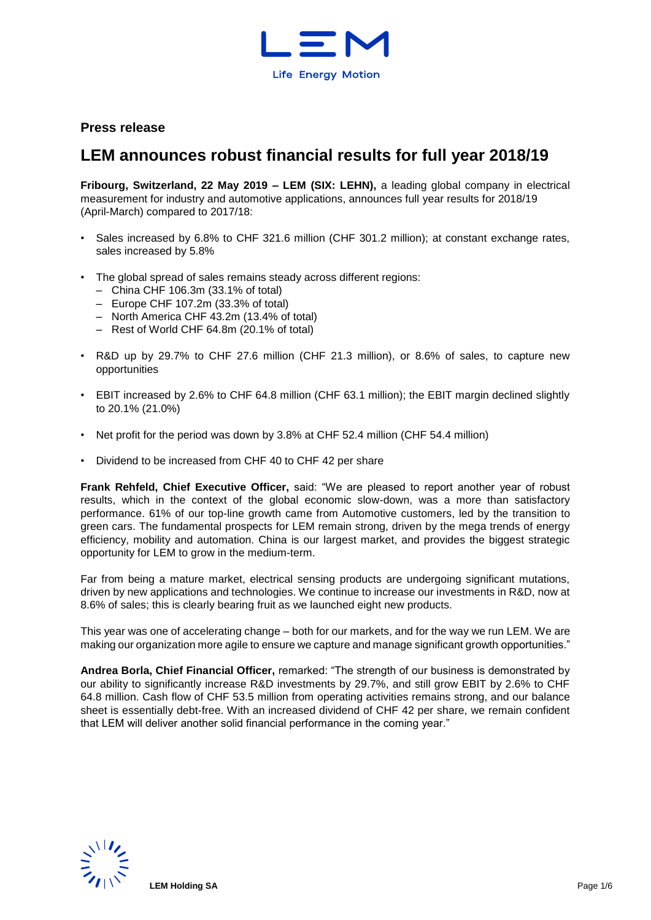**Press release**

# LEM announces robust financial results for full year 2018/19

**Fribourg, Switzerland, 22 May 2019 – LEM (SIX: LEHN),** a leading global company in electrical measurement for industry and automotive applications, announces full year results for 2018/19 (April-March) compared to 2017/18:

- Sales increased by 6.8% to CHF 321.6 million (CHF 301.2 million); at constant exchange rates, sales increased by 5.8%
- The global spread of sales remains steady across different regions:
  - China CHF 106.3m (33.1% of total)
  - Europe CHF 107.2m (33.3% of total)
  - North America CHF 43.2m (13.4% of total)
  - Rest of World CHF 64.8m (20.1% of total)
- R&D up by 29.7% to CHF 27.6 million (CHF 21.3 million), or 8.6% of sales, to capture new opportunities
- EBIT increased by 2.6% to CHF 64.8 million (CHF 63.1 million); the EBIT margin declined slightly to 20.1% (21.0%)
- Net profit for the period was down by 3.8% at CHF 52.4 million (CHF 54.4 million)
- Dividend to be increased from CHF 40 to CHF 42 per share

**Frank Rehfeld, Chief Executive Officer,** said: "We are pleased to report another year of robust results, which in the context of the global economic slow-down, was a more than satisfactory performance. 61% of our top-line growth came from Automotive customers, led by the transition to green cars. The fundamental prospects for LEM remain strong, driven by the mega trends of energy efficiency, mobility and automation. China is our largest market, and provides the biggest strategic opportunity for LEM to grow in the medium-term.

Far from being a mature market, electrical sensing products are undergoing significant mutations, driven by new applications and technologies. We continue to increase our investments in R&D, now at 8.6% of sales; this is clearly bearing fruit as we launched eight new products.

This year was one of accelerating change – both for our markets, and for the way we run LEM. We are making our organization more agile to ensure we capture and manage significant growth opportunities."

**Andrea Borla, Chief Financial Officer,** remarked: "The strength of our business is demonstrated by our ability to significantly increase R&D investments by 29.7%, and still grow EBIT by 2.6% to CHF 64.8 million. Cash flow of CHF 53.5 million from operating activities remains strong, and our balance sheet is essentially debt-free. With an increased dividend of CHF 42 per share, we remain confident that LEM will deliver another solid financial performance in the coming year."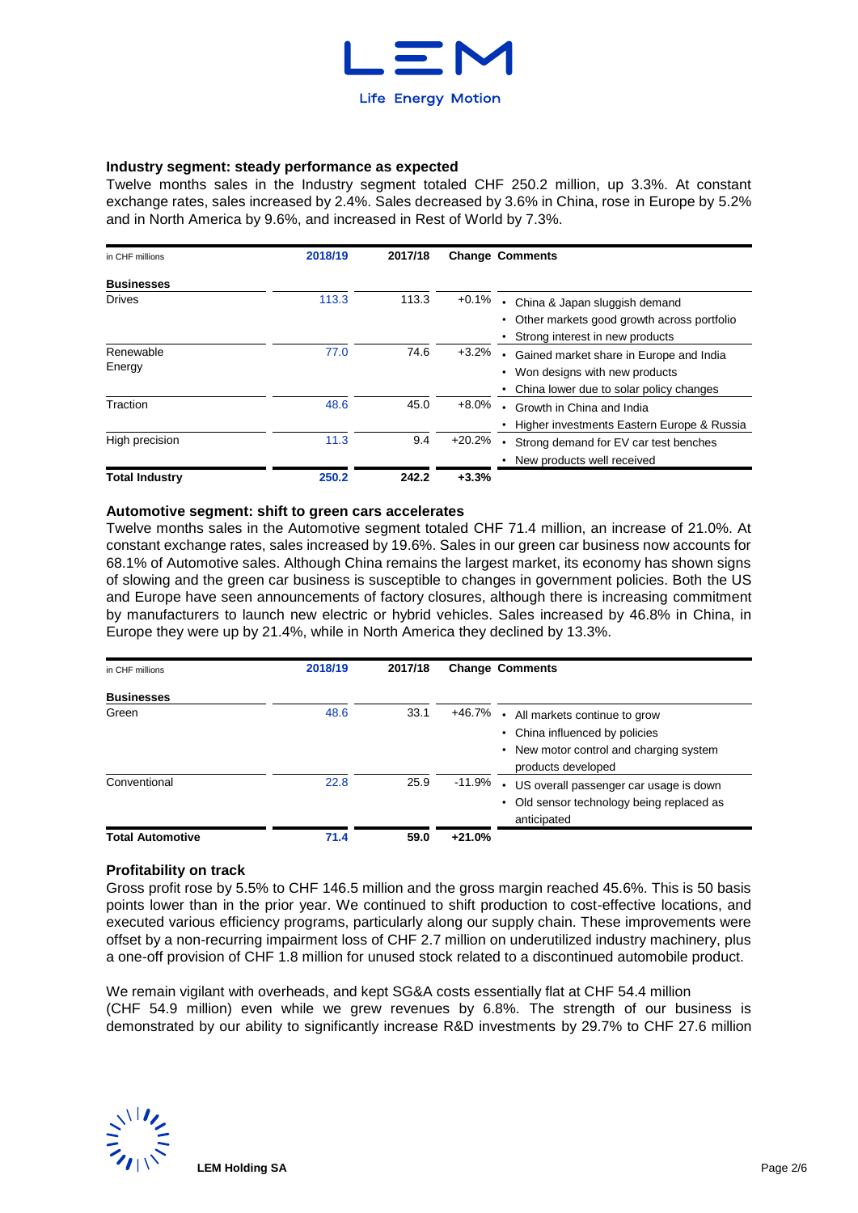### Industry segment: steady performance as expected

Twelve months sales in the Industry segment totaled CHF 250.2 million, up 3.3%. At constant exchange rates, sales increased by 2.4%. Sales decreased by 3.6% in China, rose in Europe by 5.2% and in North America by 9.6%, and increased in Rest of World by 7.3%.

| in CHF millions | 2018/19 | 2017/18 | Change | Comments |
|---|---|---|---|---|
| **Businesses** | | | | |
| Drives | 113.3 | 113.3 | +0.1% | • China & Japan sluggish demand<br>• Other markets good growth across portfolio<br>• Strong interest in new products |
| Renewable Energy | 77.0 | 74.6 | +3.2% | • Gained market share in Europe and India<br>• Won designs with new products<br>• China lower due to solar policy changes |
| Traction | 48.6 | 45.0 | +8.0% | • Growth in China and India<br>• Higher investments Eastern Europe & Russia |
| High precision | 11.3 | 9.4 | +20.2% | • Strong demand for EV car test benches<br>• New products well received |
| **Total Industry** | **250.2** | **242.2** | **+3.3%** | |

### Automotive segment: shift to green cars accelerates

Twelve months sales in the Automotive segment totaled CHF 71.4 million, an increase of 21.0%. At constant exchange rates, sales increased by 19.6%. Sales in our green car business now accounts for 68.1% of Automotive sales. Although China remains the largest market, its economy has shown signs of slowing and the green car business is susceptible to changes in government policies. Both the US and Europe have seen announcements of factory closures, although there is increasing commitment by manufacturers to launch new electric or hybrid vehicles. Sales increased by 46.8% in China, in Europe they were up by 21.4%, while in North America they declined by 13.3%.

| in CHF millions | 2018/19 | 2017/18 | Change | Comments |
|---|---|---|---|---|
| **Businesses** | | | | |
| Green | 48.6 | 33.1 | +46.7% | • All markets continue to grow<br>• China influenced by policies<br>• New motor control and charging system products developed |
| Conventional | 22.8 | 25.9 | -11.9% | • US overall passenger car usage is down<br>• Old sensor technology being replaced as anticipated |
| **Total Automotive** | **71.4** | **59.0** | **+21.0%** | |

### Profitability on track

Gross profit rose by 5.5% to CHF 146.5 million and the gross margin reached 45.6%. This is 50 basis points lower than in the prior year. We continued to shift production to cost-effective locations, and executed various efficiency programs, particularly along our supply chain. These improvements were offset by a non-recurring impairment loss of CHF 2.7 million on underutilized industry machinery, plus a one-off provision of CHF 1.8 million for unused stock related to a discontinued automobile product.

We remain vigilant with overheads, and kept SG&A costs essentially flat at CHF 54.4 million (CHF 54.9 million) even while we grew revenues by 6.8%. The strength of our business is demonstrated by our ability to significantly increase R&D investments by 29.7% to CHF 27.6 million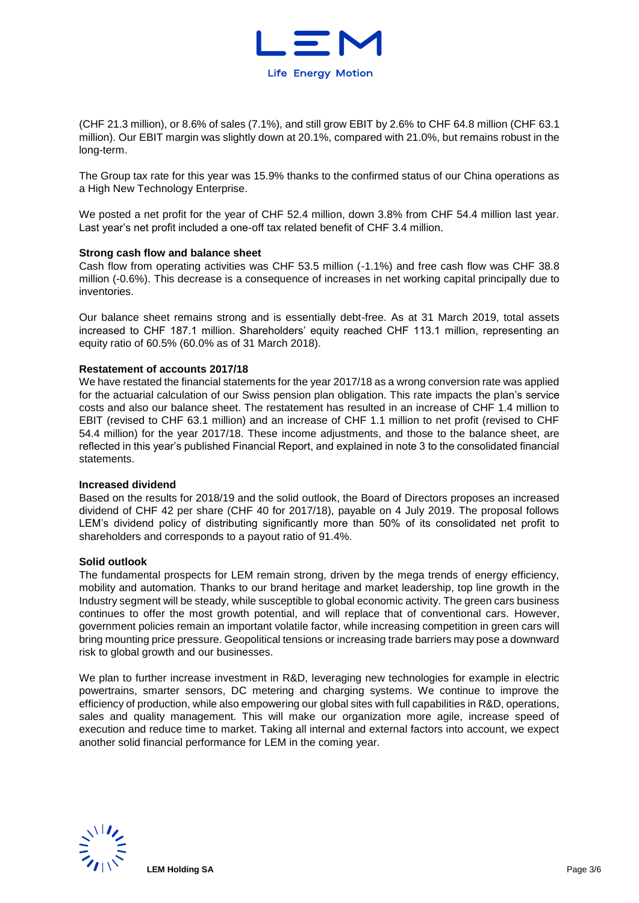(CHF 21.3 million), or 8.6% of sales (7.1%), and still grow EBIT by 2.6% to CHF 64.8 million (CHF 63.1 million). Our EBIT margin was slightly down at 20.1%, compared with 21.0%, but remains robust in the long-term.

The Group tax rate for this year was 15.9% thanks to the confirmed status of our China operations as a High New Technology Enterprise.

We posted a net profit for the year of CHF 52.4 million, down 3.8% from CHF 54.4 million last year. Last year's net profit included a one-off tax related benefit of CHF 3.4 million.

**Strong cash flow and balance sheet**

Cash flow from operating activities was CHF 53.5 million (-1.1%) and free cash flow was CHF 38.8 million (-0.6%). This decrease is a consequence of increases in net working capital principally due to inventories.

Our balance sheet remains strong and is essentially debt-free. As at 31 March 2019, total assets increased to CHF 187.1 million. Shareholders' equity reached CHF 113.1 million, representing an equity ratio of 60.5% (60.0% as of 31 March 2018).

**Restatement of accounts 2017/18**

We have restated the financial statements for the year 2017/18 as a wrong conversion rate was applied for the actuarial calculation of our Swiss pension plan obligation. This rate impacts the plan's service costs and also our balance sheet. The restatement has resulted in an increase of CHF 1.4 million to EBIT (revised to CHF 63.1 million) and an increase of CHF 1.1 million to net profit (revised to CHF 54.4 million) for the year 2017/18. These income adjustments, and those to the balance sheet, are reflected in this year's published Financial Report, and explained in note 3 to the consolidated financial statements.

**Increased dividend**

Based on the results for 2018/19 and the solid outlook, the Board of Directors proposes an increased dividend of CHF 42 per share (CHF 40 for 2017/18), payable on 4 July 2019. The proposal follows LEM's dividend policy of distributing significantly more than 50% of its consolidated net profit to shareholders and corresponds to a payout ratio of 91.4%.

**Solid outlook**

The fundamental prospects for LEM remain strong, driven by the mega trends of energy efficiency, mobility and automation. Thanks to our brand heritage and market leadership, top line growth in the Industry segment will be steady, while susceptible to global economic activity. The green cars business continues to offer the most growth potential, and will replace that of conventional cars. However, government policies remain an important volatile factor, while increasing competition in green cars will bring mounting price pressure. Geopolitical tensions or increasing trade barriers may pose a downward risk to global growth and our businesses.

We plan to further increase investment in R&D, leveraging new technologies for example in electric powertrains, smarter sensors, DC metering and charging systems. We continue to improve the efficiency of production, while also empowering our global sites with full capabilities in R&D, operations, sales and quality management. This will make our organization more agile, increase speed of execution and reduce time to market. Taking all internal and external factors into account, we expect another solid financial performance for LEM in the coming year.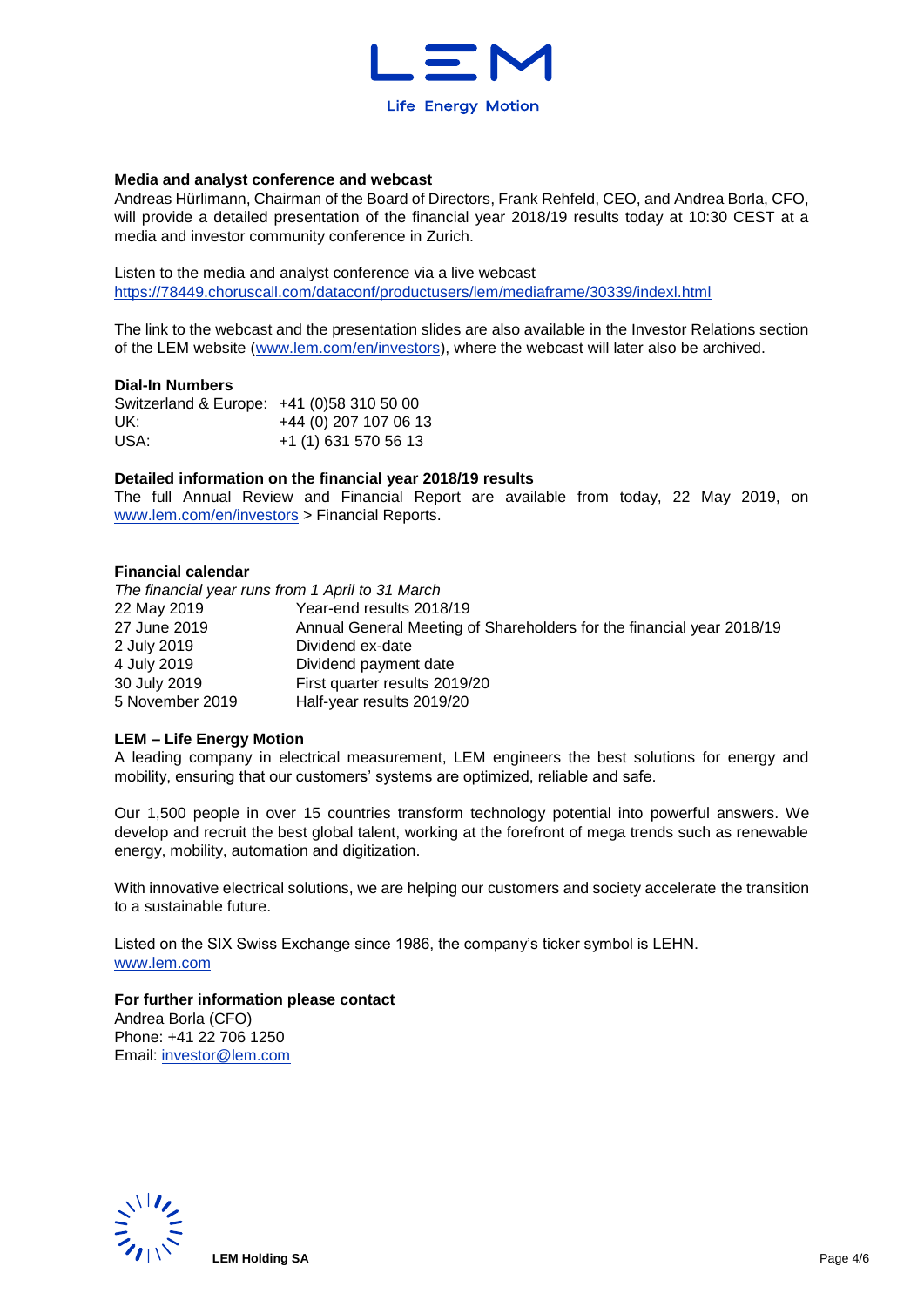**Media and analyst conference and webcast**

Andreas Hürlimann, Chairman of the Board of Directors, Frank Rehfeld, CEO, and Andrea Borla, CFO, will provide a detailed presentation of the financial year 2018/19 results today at 10:30 CEST at a media and investor community conference in Zurich.

Listen to the media and analyst conference via a live webcast
https://78449.choruscall.com/dataconf/productusers/lem/mediaframe/30339/indexl.html

The link to the webcast and the presentation slides are also available in the Investor Relations section of the LEM website (www.lem.com/en/investors), where the webcast will later also be archived.

**Dial-In Numbers**

| | |
|---|---|
| Switzerland & Europe: | +41 (0)58 310 50 00 |
| UK: | +44 (0) 207 107 06 13 |
| USA: | +1 (1) 631 570 56 13 |

**Detailed information on the financial year 2018/19 results**

The full Annual Review and Financial Report are available from today, 22 May 2019, on www.lem.com/en/investors > Financial Reports.

**Financial calendar**

*The financial year runs from 1 April to 31 March*

| | |
|---|---|
| 22 May 2019 | Year-end results 2018/19 |
| 27 June 2019 | Annual General Meeting of Shareholders for the financial year 2018/19 |
| 2 July 2019 | Dividend ex-date |
| 4 July 2019 | Dividend payment date |
| 30 July 2019 | First quarter results 2019/20 |
| 5 November 2019 | Half-year results 2019/20 |

**LEM – Life Energy Motion**

A leading company in electrical measurement, LEM engineers the best solutions for energy and mobility, ensuring that our customers' systems are optimized, reliable and safe.

Our 1,500 people in over 15 countries transform technology potential into powerful answers. We develop and recruit the best global talent, working at the forefront of mega trends such as renewable energy, mobility, automation and digitization.

With innovative electrical solutions, we are helping our customers and society accelerate the transition to a sustainable future.

Listed on the SIX Swiss Exchange since 1986, the company's ticker symbol is LEHN.
www.lem.com

**For further information please contact**

Andrea Borla (CFO)
Phone: +41 22 706 1250
Email: investor@lem.com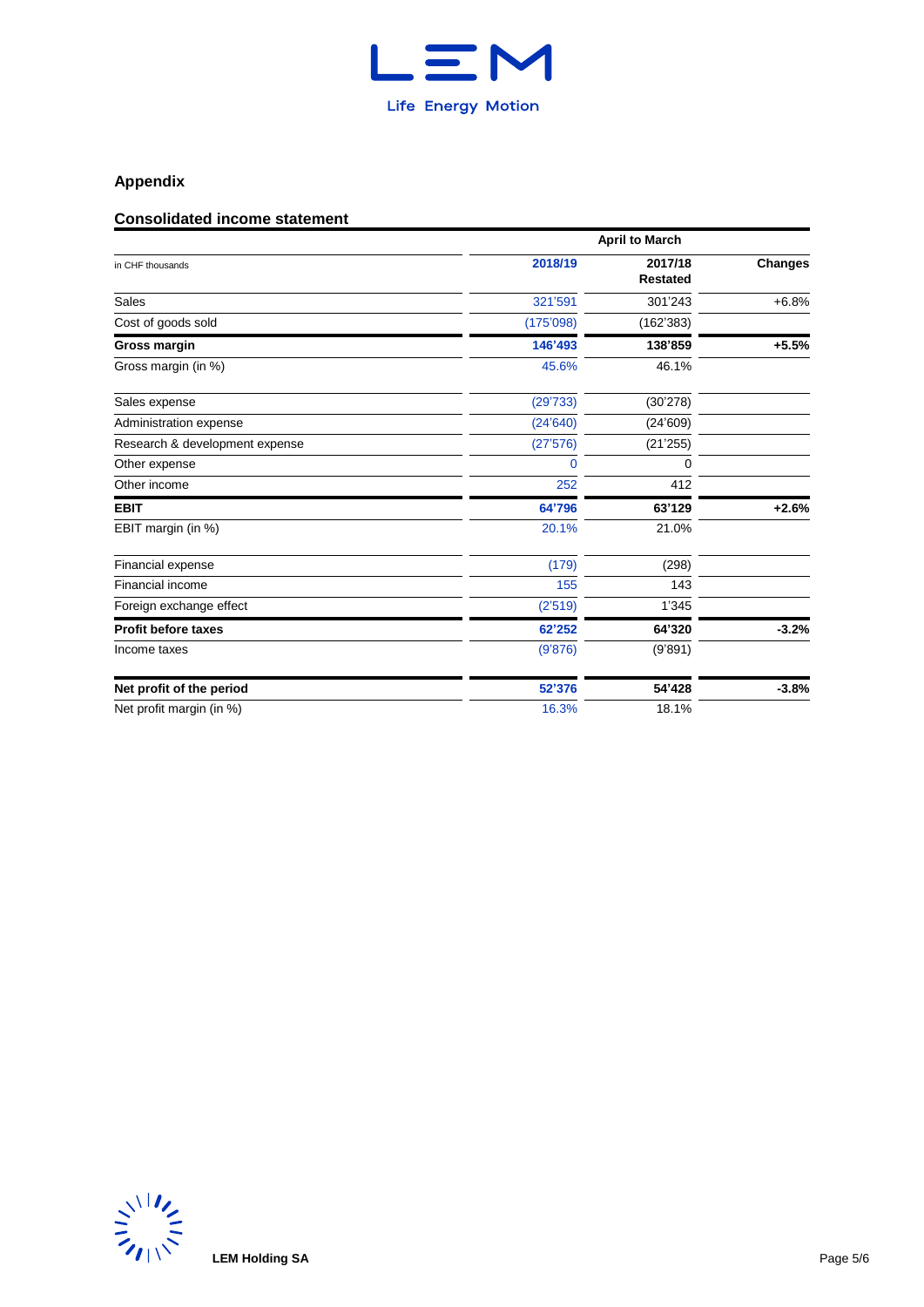## Appendix

### Consolidated income statement

| in CHF thousands | April to March | | |
|---|---|---|---|
| | **2018/19** | **2017/18 Restated** | **Changes** |
| Sales | 321'591 | 301'243 | +6.8% |
| Cost of goods sold | (175'098) | (162'383) | |
| **Gross margin** | **146'493** | **138'859** | **+5.5%** |
| Gross margin (in %) | 45.6% | 46.1% | |
| Sales expense | (29'733) | (30'278) | |
| Administration expense | (24'640) | (24'609) | |
| Research & development expense | (27'576) | (21'255) | |
| Other expense | 0 | 0 | |
| Other income | 252 | 412 | |
| **EBIT** | **64'796** | **63'129** | **+2.6%** |
| EBIT margin (in %) | 20.1% | 21.0% | |
| Financial expense | (179) | (298) | |
| Financial income | 155 | 143 | |
| Foreign exchange effect | (2'519) | 1'345 | |
| **Profit before taxes** | **62'252** | **64'320** | **-3.2%** |
| Income taxes | (9'876) | (9'891) | |
| **Net profit of the period** | **52'376** | **54'428** | **-3.8%** |
| Net profit margin (in %) | 16.3% | 18.1% | |

LEM Holding SA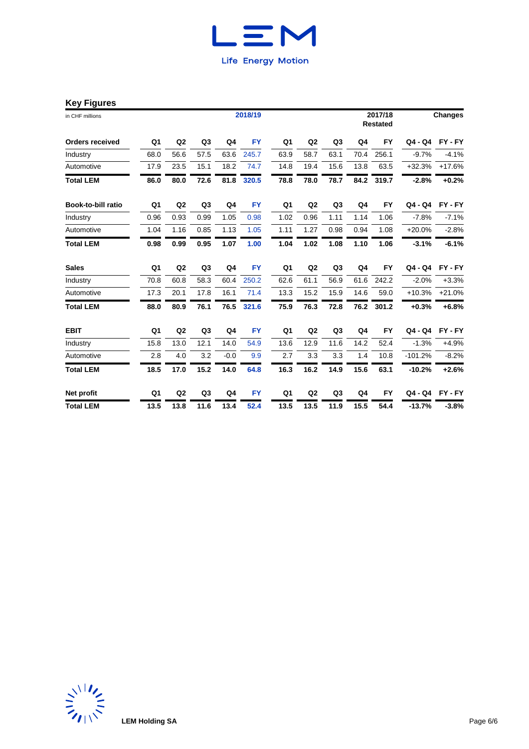## Key Figures

| in CHF millions | | | | | 2018/19 | | | | | 2017/18 Restated | Changes | |
|---|---|---|---|---|---|---|---|---|---|---|---|---|
| **Orders received** | **Q1** | **Q2** | **Q3** | **Q4** | **FY** | **Q1** | **Q2** | **Q3** | **Q4** | **FY** | **Q4 - Q4** | **FY - FY** |
| Industry | 68.0 | 56.6 | 57.5 | 63.6 | 245.7 | 63.9 | 58.7 | 63.1 | 70.4 | 256.1 | -9.7% | -4.1% |
| Automotive | 17.9 | 23.5 | 15.1 | 18.2 | 74.7 | 14.8 | 19.4 | 15.6 | 13.8 | 63.5 | +32.3% | +17.6% |
| **Total LEM** | **86.0** | **80.0** | **72.6** | **81.8** | **320.5** | **78.8** | **78.0** | **78.7** | **84.2** | **319.7** | **-2.8%** | **+0.2%** |
| **Book-to-bill ratio** | **Q1** | **Q2** | **Q3** | **Q4** | **FY** | **Q1** | **Q2** | **Q3** | **Q4** | **FY** | **Q4 - Q4** | **FY - FY** |
| Industry | 0.96 | 0.93 | 0.99 | 1.05 | 0.98 | 1.02 | 0.96 | 1.11 | 1.14 | 1.06 | -7.8% | -7.1% |
| Automotive | 1.04 | 1.16 | 0.85 | 1.13 | 1.05 | 1.11 | 1.27 | 0.98 | 0.94 | 1.08 | +20.0% | -2.8% |
| **Total LEM** | **0.98** | **0.99** | **0.95** | **1.07** | **1.00** | **1.04** | **1.02** | **1.08** | **1.10** | **1.06** | **-3.1%** | **-6.1%** |
| **Sales** | **Q1** | **Q2** | **Q3** | **Q4** | **FY** | **Q1** | **Q2** | **Q3** | **Q4** | **FY** | **Q4 - Q4** | **FY - FY** |
| Industry | 70.8 | 60.8 | 58.3 | 60.4 | 250.2 | 62.6 | 61.1 | 56.9 | 61.6 | 242.2 | -2.0% | +3.3% |
| Automotive | 17.3 | 20.1 | 17.8 | 16.1 | 71.4 | 13.3 | 15.2 | 15.9 | 14.6 | 59.0 | +10.3% | +21.0% |
| **Total LEM** | **88.0** | **80.9** | **76.1** | **76.5** | **321.6** | **75.9** | **76.3** | **72.8** | **76.2** | **301.2** | **+0.3%** | **+6.8%** |
| **EBIT** | **Q1** | **Q2** | **Q3** | **Q4** | **FY** | **Q1** | **Q2** | **Q3** | **Q4** | **FY** | **Q4 - Q4** | **FY - FY** |
| Industry | 15.8 | 13.0 | 12.1 | 14.0 | 54.9 | 13.6 | 12.9 | 11.6 | 14.2 | 52.4 | -1.3% | +4.9% |
| Automotive | 2.8 | 4.0 | 3.2 | -0.0 | 9.9 | 2.7 | 3.3 | 3.3 | 1.4 | 10.8 | -101.2% | -8.2% |
| **Total LEM** | **18.5** | **17.0** | **15.2** | **14.0** | **64.8** | **16.3** | **16.2** | **14.9** | **15.6** | **63.1** | **-10.2%** | **+2.6%** |
| **Net profit** | **Q1** | **Q2** | **Q3** | **Q4** | **FY** | **Q1** | **Q2** | **Q3** | **Q4** | **FY** | **Q4 - Q4** | **FY - FY** |
| **Total LEM** | **13.5** | **13.8** | **11.6** | **13.4** | **52.4** | **13.5** | **13.5** | **11.9** | **15.5** | **54.4** | **-13.7%** | **-3.8%** |

LEM Holding SA